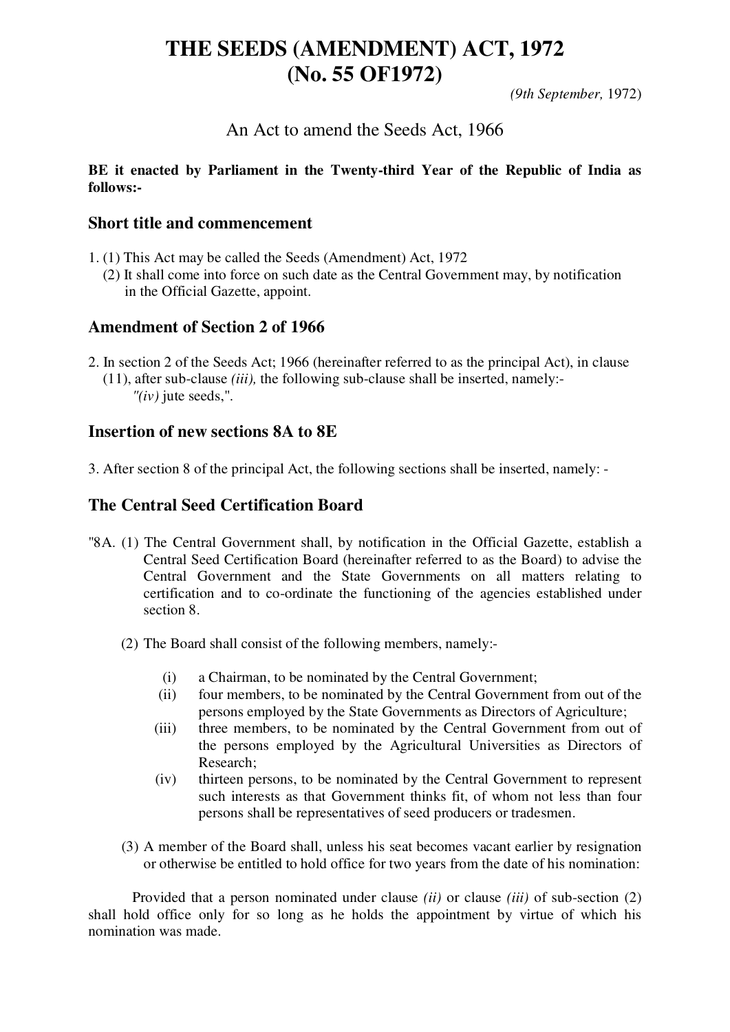# THE SEEDS (AMENDMENT) ACT, 1972
# (No. 55 OF1972)

*(9th September,* 1972)

An Act to amend the Seeds Act, 1966

**BE it enacted by Parliament in the Twenty-third Year of the Republic of India as follows:-**

## Short title and commencement

1. (1) This Act may be called the Seeds (Amendment) Act, 1972
   (2) It shall come into force on such date as the Central Government may, by notification in the Official Gazette, appoint.

## Amendment of Section 2 of 1966

2. In section 2 of the Seeds Act; 1966 (hereinafter referred to as the principal Act), in clause (11), after sub-clause *(iii),* the following sub-clause shall be inserted, namely:-
   *"(iv)* jute seeds,".

## Insertion of new sections 8A to 8E

3. After section 8 of the principal Act, the following sections shall be inserted, namely: -

## The Central Seed Certification Board

"8A. (1) The Central Government shall, by notification in the Official Gazette, establish a Central Seed Certification Board (hereinafter referred to as the Board) to advise the Central Government and the State Governments on all matters relating to certification and to co-ordinate the functioning of the agencies established under section 8.

(2) The Board shall consist of the following members, namely:-

(i) a Chairman, to be nominated by the Central Government;

(ii) four members, to be nominated by the Central Government from out of the persons employed by the State Governments as Directors of Agriculture;

(iii) three members, to be nominated by the Central Government from out of the persons employed by the Agricultural Universities as Directors of Research;

(iv) thirteen persons, to be nominated by the Central Government to represent such interests as that Government thinks fit, of whom not less than four persons shall be representatives of seed producers or tradesmen.

(3) A member of the Board shall, unless his seat becomes vacant earlier by resignation or otherwise be entitled to hold office for two years from the date of his nomination:

Provided that a person nominated under clause *(ii)* or clause *(iii)* of sub-section (2) shall hold office only for so long as he holds the appointment by virtue of which his nomination was made.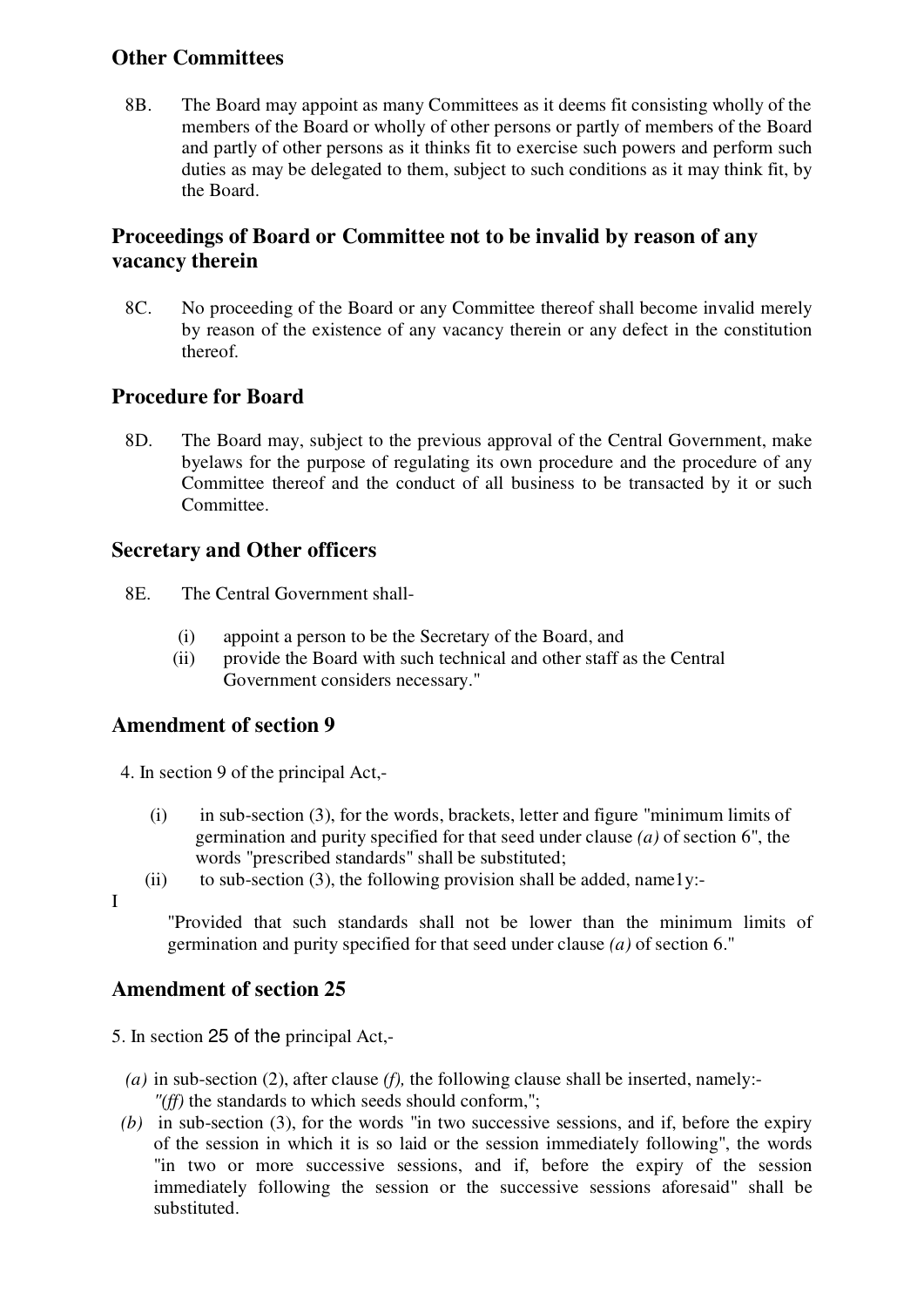## Other Committees

8B. The Board may appoint as many Committees as it deems fit consisting wholly of the members of the Board or wholly of other persons or partly of members of the Board and partly of other persons as it thinks fit to exercise such powers and perform such duties as may be delegated to them, subject to such conditions as it may think fit, by the Board.

## Proceedings of Board or Committee not to be invalid by reason of any vacancy therein

8C. No proceeding of the Board or any Committee thereof shall become invalid merely by reason of the existence of any vacancy therein or any defect in the constitution thereof.

## Procedure for Board

8D. The Board may, subject to the previous approval of the Central Government, make byelaws for the purpose of regulating its own procedure and the procedure of any Committee thereof and the conduct of all business to be transacted by it or such Committee.

## Secretary and Other officers

8E. The Central Government shall-

(i) appoint a person to be the Secretary of the Board, and

(ii) provide the Board with such technical and other staff as the Central Government considers necessary."

## Amendment of section 9

4. In section 9 of the principal Act,-

(i) in sub-section (3), for the words, brackets, letter and figure "minimum limits of germination and purity specified for that seed under clause *(a)* of section 6", the words "prescribed standards" shall be substituted;

(ii) to sub-section (3), the following provision shall be added, name1y:-

I

"Provided that such standards shall not be lower than the minimum limits of germination and purity specified for that seed under clause *(a)* of section 6."

## Amendment of section 25

5. In section 25 of the principal Act,-

*(a)* in sub-section (2), after clause *(f),* the following clause shall be inserted, namely:- *"(ff)* the standards to which seeds should conform,";

*(b)* in sub-section (3), for the words "in two successive sessions, and if, before the expiry of the session in which it is so laid or the session immediately following", the words "in two or more successive sessions, and if, before the expiry of the session immediately following the session or the successive sessions aforesaid" shall be substituted.